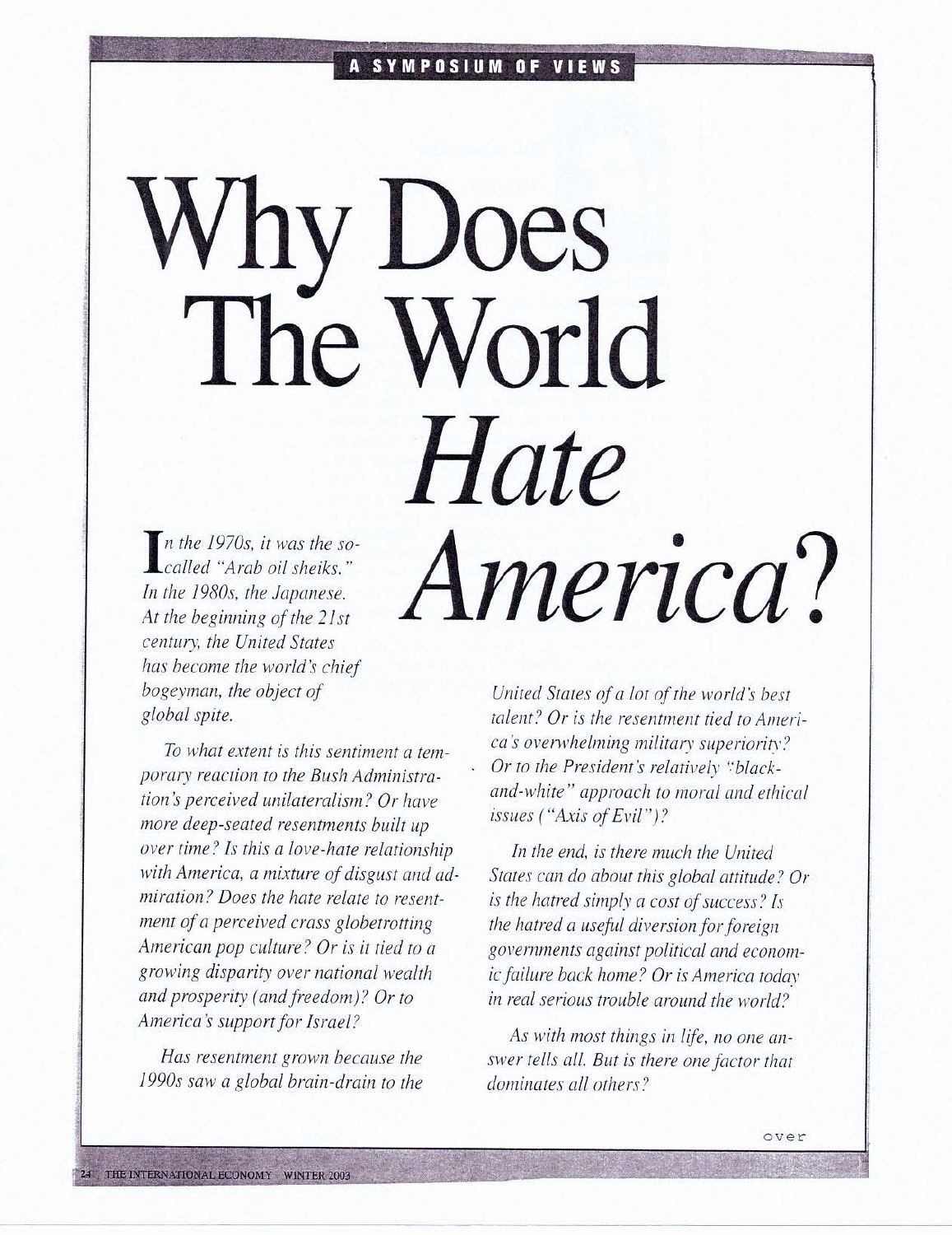A SYMPOSIUM OF VIEWS

# Why Does The World *Hate America?*

*In the 1970s, it was the so-called "Arab oil sheiks." In the 1980s, the Japanese. At the beginning of the 21st century, the United States has become the world's chief bogeyman, the object of global spite.*

*To what extent is this sentiment a temporary reaction to the Bush Administration's perceived unilateralism? Or have more deep-seated resentments built up over time? Is this a love-hate relationship with America, a mixture of disgust and admiration? Does the hate relate to resentment of a perceived crass globetrotting American pop culture? Or is it tied to a growing disparity over national wealth and prosperity (and freedom)? Or to America's support for Israel?*

*Has resentment grown because the 1990s saw a global brain-drain to the United States of a lot of the world's best talent? Or is the resentment tied to America's overwhelming military superiority? Or to the President's relatively "black-and-white" approach to moral and ethical issues ("Axis of Evil")?*

*In the end, is there much the United States can do about this global attitude? Or is the hatred simply a cost of success? Is the hatred a useful diversion for foreign governments against political and economic failure back home? Or is America today in real serious trouble around the world?*

*As with most things in life, no one answer tells all. But is there one factor that dominates all others?*

over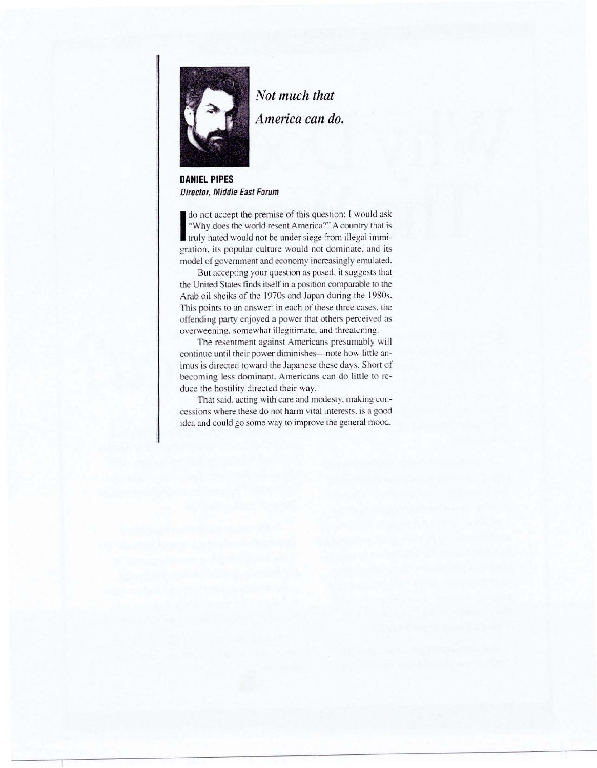*Not much that America can do.*

**DANIEL PIPES**
***Director, Middle East Forum***

I do not accept the premise of this question; I would ask "Why does the world resent America?" A country that is truly hated would not be under siege from illegal immigration, its popular culture would not dominate, and its model of government and economy increasingly emulated.

But accepting your question as posed, it suggests that the United States finds itself in a position comparable to the Arab oil sheiks of the 1970s and Japan during the 1980s. This points to an answer: in each of these three cases, the offending party enjoyed a power that others perceived as overweening, somewhat illegitimate, and threatening.

The resentment against Americans presumably will continue until their power diminishes—note how little animus is directed toward the Japanese these days. Short of becoming less dominant, Americans can do little to reduce the hostility directed their way.

That said, acting with care and modesty, making concessions where these do not harm vital interests, is a good idea and could go some way to improve the general mood.